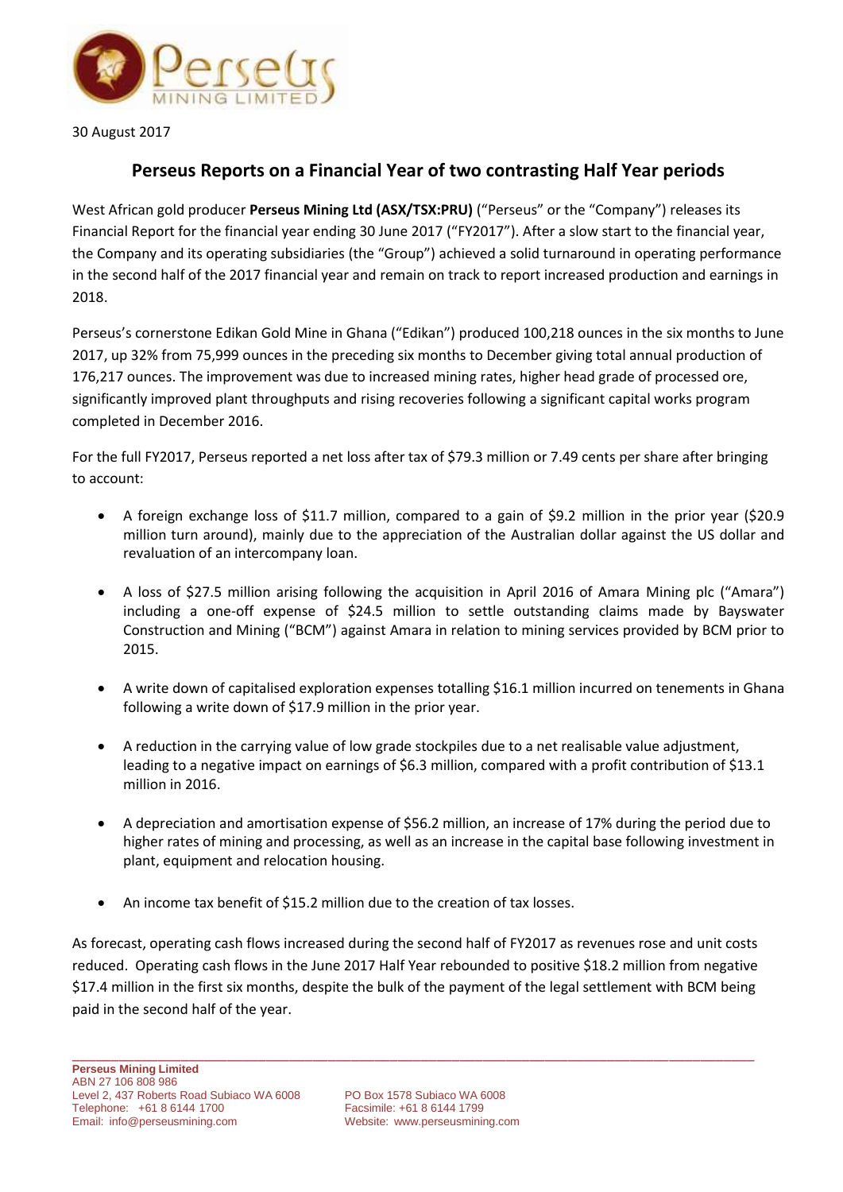30 August 2017

## Perseus Reports on a Financial Year of two contrasting Half Year periods

West African gold producer **Perseus Mining Ltd (ASX/TSX:PRU)** ("Perseus" or the "Company") releases its Financial Report for the financial year ending 30 June 2017 ("FY2017"). After a slow start to the financial year, the Company and its operating subsidiaries (the "Group") achieved a solid turnaround in operating performance in the second half of the 2017 financial year and remain on track to report increased production and earnings in 2018.

Perseus's cornerstone Edikan Gold Mine in Ghana ("Edikan") produced 100,218 ounces in the six months to June 2017, up 32% from 75,999 ounces in the preceding six months to December giving total annual production of 176,217 ounces. The improvement was due to increased mining rates, higher head grade of processed ore, significantly improved plant throughputs and rising recoveries following a significant capital works program completed in December 2016.

For the full FY2017, Perseus reported a net loss after tax of $79.3 million or 7.49 cents per share after bringing to account:

- A foreign exchange loss of $11.7 million, compared to a gain of $9.2 million in the prior year ($20.9 million turn around), mainly due to the appreciation of the Australian dollar against the US dollar and revaluation of an intercompany loan.
- A loss of $27.5 million arising following the acquisition in April 2016 of Amara Mining plc ("Amara") including a one-off expense of $24.5 million to settle outstanding claims made by Bayswater Construction and Mining ("BCM") against Amara in relation to mining services provided by BCM prior to 2015.
- A write down of capitalised exploration expenses totalling $16.1 million incurred on tenements in Ghana following a write down of $17.9 million in the prior year.
- A reduction in the carrying value of low grade stockpiles due to a net realisable value adjustment, leading to a negative impact on earnings of $6.3 million, compared with a profit contribution of $13.1 million in 2016.
- A depreciation and amortisation expense of $56.2 million, an increase of 17% during the period due to higher rates of mining and processing, as well as an increase in the capital base following investment in plant, equipment and relocation housing.
- An income tax benefit of $15.2 million due to the creation of tax losses.

As forecast, operating cash flows increased during the second half of FY2017 as revenues rose and unit costs reduced. Operating cash flows in the June 2017 Half Year rebounded to positive $18.2 million from negative $17.4 million in the first six months, despite the bulk of the payment of the legal settlement with BCM being paid in the second half of the year.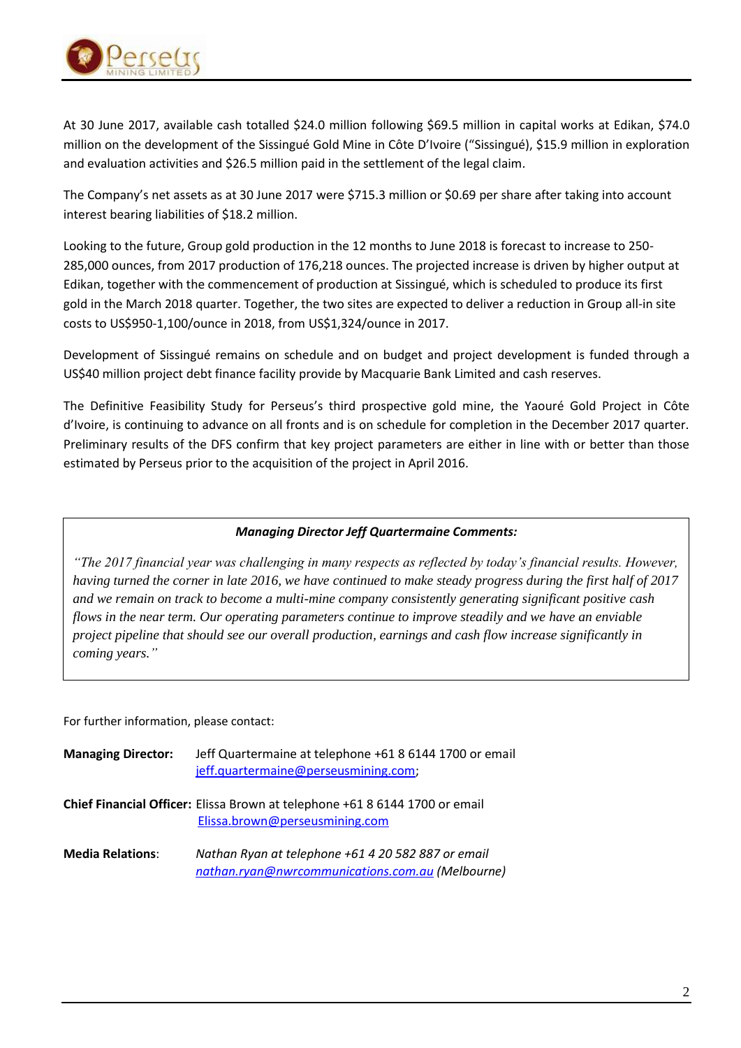At 30 June 2017, available cash totalled $24.0 million following $69.5 million in capital works at Edikan, $74.0 million on the development of the Sissingué Gold Mine in Côte D'Ivoire ("Sissingué), $15.9 million in exploration and evaluation activities and $26.5 million paid in the settlement of the legal claim.

The Company's net assets as at 30 June 2017 were $715.3 million or $0.69 per share after taking into account interest bearing liabilities of $18.2 million.

Looking to the future, Group gold production in the 12 months to June 2018 is forecast to increase to 250-285,000 ounces, from 2017 production of 176,218 ounces. The projected increase is driven by higher output at Edikan, together with the commencement of production at Sissingué, which is scheduled to produce its first gold in the March 2018 quarter. Together, the two sites are expected to deliver a reduction in Group all-in site costs to US$950-1,100/ounce in 2018, from US$1,324/ounce in 2017.

Development of Sissingué remains on schedule and on budget and project development is funded through a US$40 million project debt finance facility provide by Macquarie Bank Limited and cash reserves.

The Definitive Feasibility Study for Perseus's third prospective gold mine, the Yaouré Gold Project in Côte d'Ivoire, is continuing to advance on all fronts and is on schedule for completion in the December 2017 quarter. Preliminary results of the DFS confirm that key project parameters are either in line with or better than those estimated by Perseus prior to the acquisition of the project in April 2016.

***Managing Director Jeff Quartermaine Comments:***

*"The 2017 financial year was challenging in many respects as reflected by today's financial results. However, having turned the corner in late 2016, we have continued to make steady progress during the first half of 2017 and we remain on track to become a multi-mine company consistently generating significant positive cash flows in the near term. Our operating parameters continue to improve steadily and we have an enviable project pipeline that should see our overall production, earnings and cash flow increase significantly in coming years."*

For further information, please contact:

**Managing Director:** Jeff Quartermaine at telephone +61 8 6144 1700 or email jeff.quartermaine@perseusmining.com;

**Chief Financial Officer:** Elissa Brown at telephone +61 8 6144 1700 or email Elissa.brown@perseusmining.com

**Media Relations**: *Nathan Ryan at telephone +61 4 20 582 887 or email nathan.ryan@nwrcommunications.com.au (Melbourne)*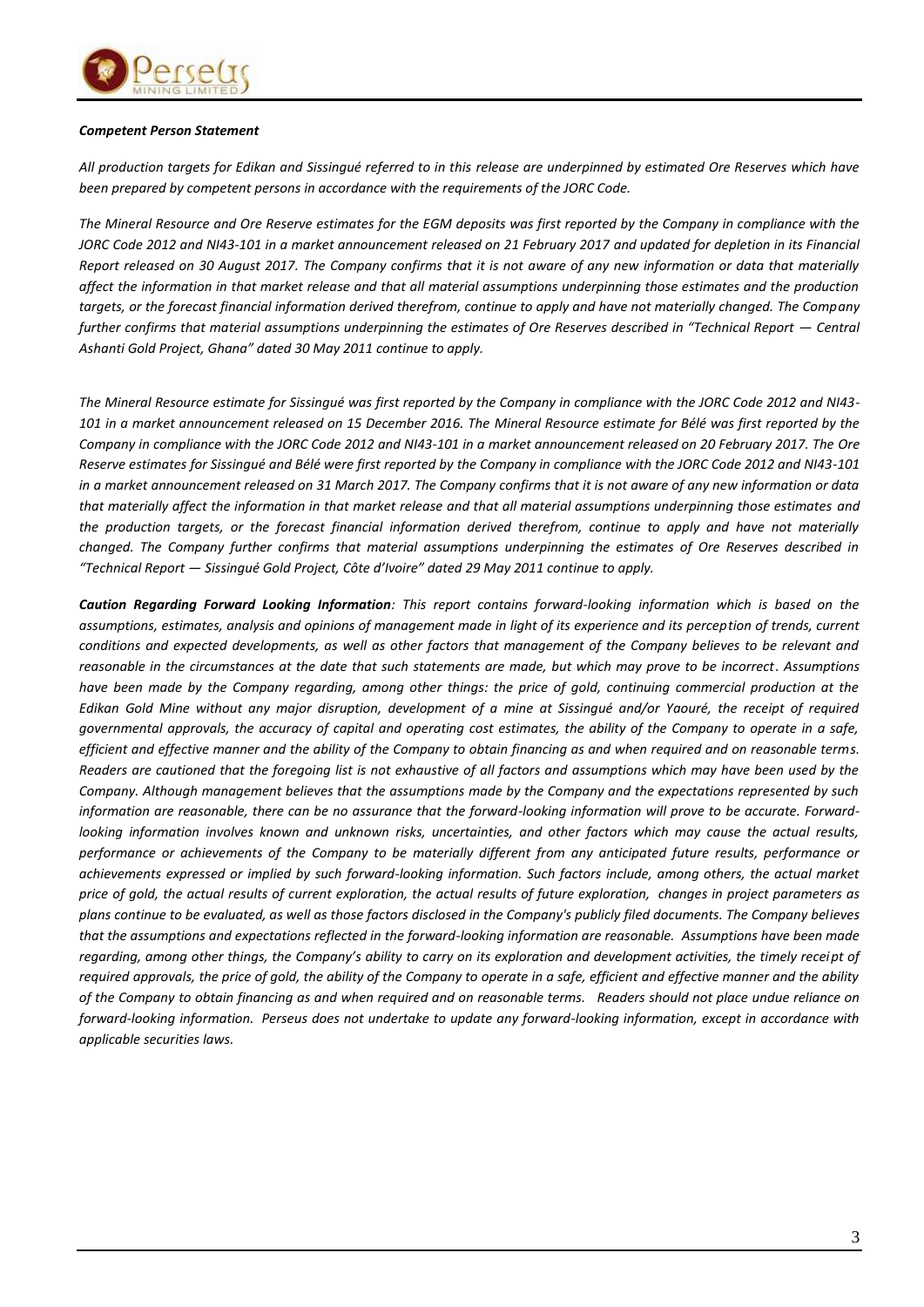***Competent Person Statement***

*All production targets for Edikan and Sissingué referred to in this release are underpinned by estimated Ore Reserves which have been prepared by competent persons in accordance with the requirements of the JORC Code.*

*The Mineral Resource and Ore Reserve estimates for the EGM deposits was first reported by the Company in compliance with the JORC Code 2012 and NI43-101 in a market announcement released on 21 February 2017 and updated for depletion in its Financial Report released on 30 August 2017. The Company confirms that it is not aware of any new information or data that materially affect the information in that market release and that all material assumptions underpinning those estimates and the production targets, or the forecast financial information derived therefrom, continue to apply and have not materially changed. The Company further confirms that material assumptions underpinning the estimates of Ore Reserves described in "Technical Report — Central Ashanti Gold Project, Ghana" dated 30 May 2011 continue to apply.*

*The Mineral Resource estimate for Sissingué was first reported by the Company in compliance with the JORC Code 2012 and NI43-101 in a market announcement released on 15 December 2016. The Mineral Resource estimate for Bélé was first reported by the Company in compliance with the JORC Code 2012 and NI43-101 in a market announcement released on 20 February 2017. The Ore Reserve estimates for Sissingué and Bélé were first reported by the Company in compliance with the JORC Code 2012 and NI43-101 in a market announcement released on 31 March 2017. The Company confirms that it is not aware of any new information or data that materially affect the information in that market release and that all material assumptions underpinning those estimates and the production targets, or the forecast financial information derived therefrom, continue to apply and have not materially changed. The Company further confirms that material assumptions underpinning the estimates of Ore Reserves described in "Technical Report — Sissingué Gold Project, Côte d'Ivoire" dated 29 May 2011 continue to apply.*

***Caution Regarding Forward Looking Information****: This report contains forward-looking information which is based on the assumptions, estimates, analysis and opinions of management made in light of its experience and its perception of trends, current conditions and expected developments, as well as other factors that management of the Company believes to be relevant and reasonable in the circumstances at the date that such statements are made, but which may prove to be incorrect. Assumptions have been made by the Company regarding, among other things: the price of gold, continuing commercial production at the Edikan Gold Mine without any major disruption, development of a mine at Sissingué and/or Yaouré, the receipt of required governmental approvals, the accuracy of capital and operating cost estimates, the ability of the Company to operate in a safe, efficient and effective manner and the ability of the Company to obtain financing as and when required and on reasonable terms. Readers are cautioned that the foregoing list is not exhaustive of all factors and assumptions which may have been used by the Company. Although management believes that the assumptions made by the Company and the expectations represented by such information are reasonable, there can be no assurance that the forward-looking information will prove to be accurate. Forward-looking information involves known and unknown risks, uncertainties, and other factors which may cause the actual results, performance or achievements of the Company to be materially different from any anticipated future results, performance or achievements expressed or implied by such forward-looking information. Such factors include, among others, the actual market price of gold, the actual results of current exploration, the actual results of future exploration, changes in project parameters as plans continue to be evaluated, as well as those factors disclosed in the Company's publicly filed documents. The Company believes that the assumptions and expectations reflected in the forward-looking information are reasonable. Assumptions have been made regarding, among other things, the Company's ability to carry on its exploration and development activities, the timely receipt of required approvals, the price of gold, the ability of the Company to operate in a safe, efficient and effective manner and the ability of the Company to obtain financing as and when required and on reasonable terms. Readers should not place undue reliance on forward-looking information. Perseus does not undertake to update any forward-looking information, except in accordance with applicable securities laws.*